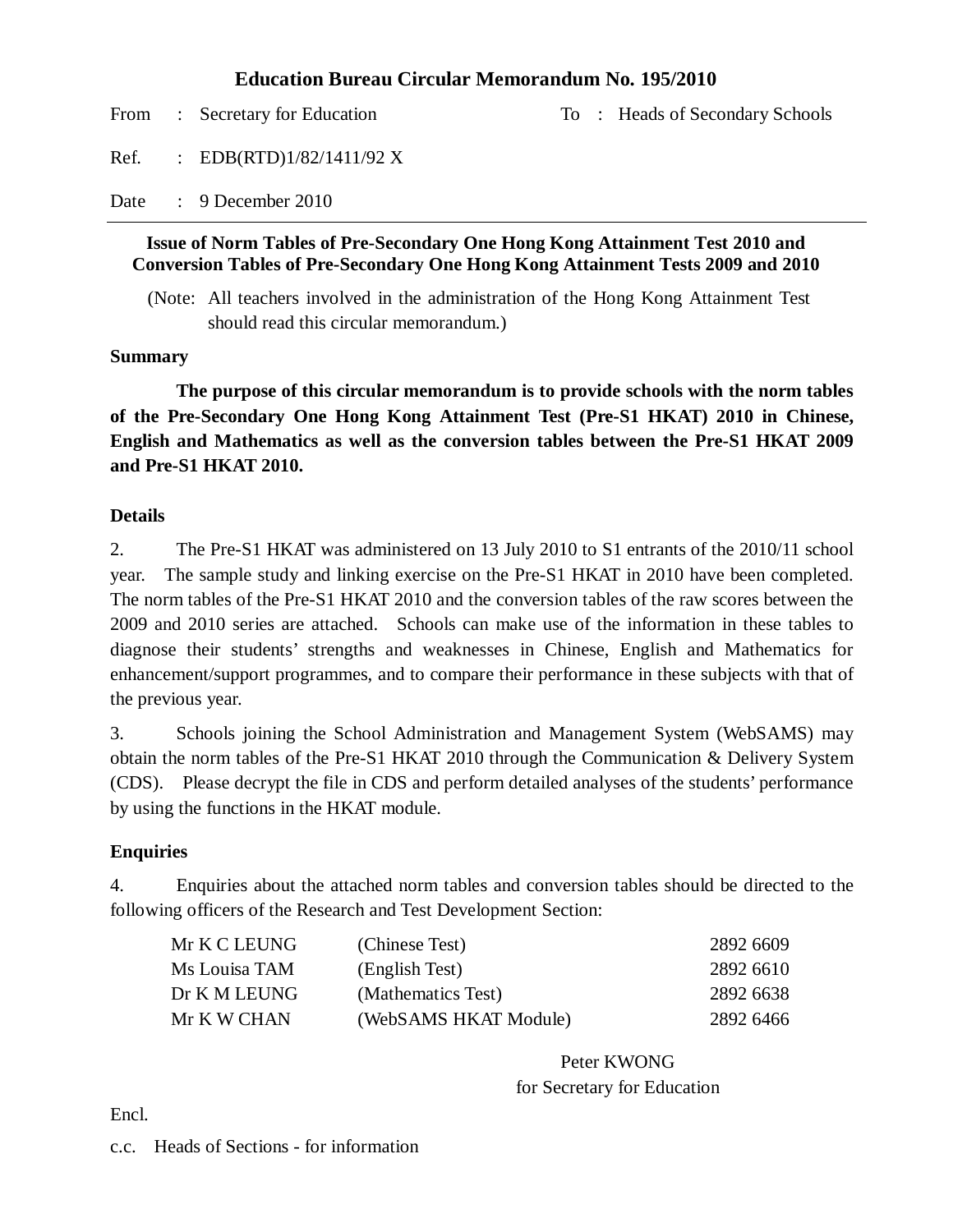# Education Bureau Circular Memorandum No. 195/2010

From : Secretary for Education To : Heads of Secondary Schools

Ref. : EDB(RTD)1/82/1411/92 X

Date : 9 December 2010

---

**Issue of Norm Tables of Pre-Secondary One Hong Kong Attainment Test 2010 and Conversion Tables of Pre-Secondary One Hong Kong Attainment Tests 2009 and 2010**

(Note: All teachers involved in the administration of the Hong Kong Attainment Test should read this circular memorandum.)

**Summary**

**The purpose of this circular memorandum is to provide schools with the norm tables of the Pre-Secondary One Hong Kong Attainment Test (Pre-S1 HKAT) 2010 in Chinese, English and Mathematics as well as the conversion tables between the Pre-S1 HKAT 2009 and Pre-S1 HKAT 2010.**

**Details**

2. The Pre-S1 HKAT was administered on 13 July 2010 to S1 entrants of the 2010/11 school year. The sample study and linking exercise on the Pre-S1 HKAT in 2010 have been completed. The norm tables of the Pre-S1 HKAT 2010 and the conversion tables of the raw scores between the 2009 and 2010 series are attached. Schools can make use of the information in these tables to diagnose their students' strengths and weaknesses in Chinese, English and Mathematics for enhancement/support programmes, and to compare their performance in these subjects with that of the previous year.

3. Schools joining the School Administration and Management System (WebSAMS) may obtain the norm tables of the Pre-S1 HKAT 2010 through the Communication & Delivery System (CDS). Please decrypt the file in CDS and perform detailed analyses of the students' performance by using the functions in the HKAT module.

**Enquiries**

4. Enquiries about the attached norm tables and conversion tables should be directed to the following officers of the Research and Test Development Section:

| | | |
|---|---|---|
| Mr K C LEUNG | (Chinese Test) | 2892 6609 |
| Ms Louisa TAM | (English Test) | 2892 6610 |
| Dr K M LEUNG | (Mathematics Test) | 2892 6638 |
| Mr K W CHAN | (WebSAMS HKAT Module) | 2892 6466 |

Peter KWONG
for Secretary for Education

Encl.

c.c. Heads of Sections - for information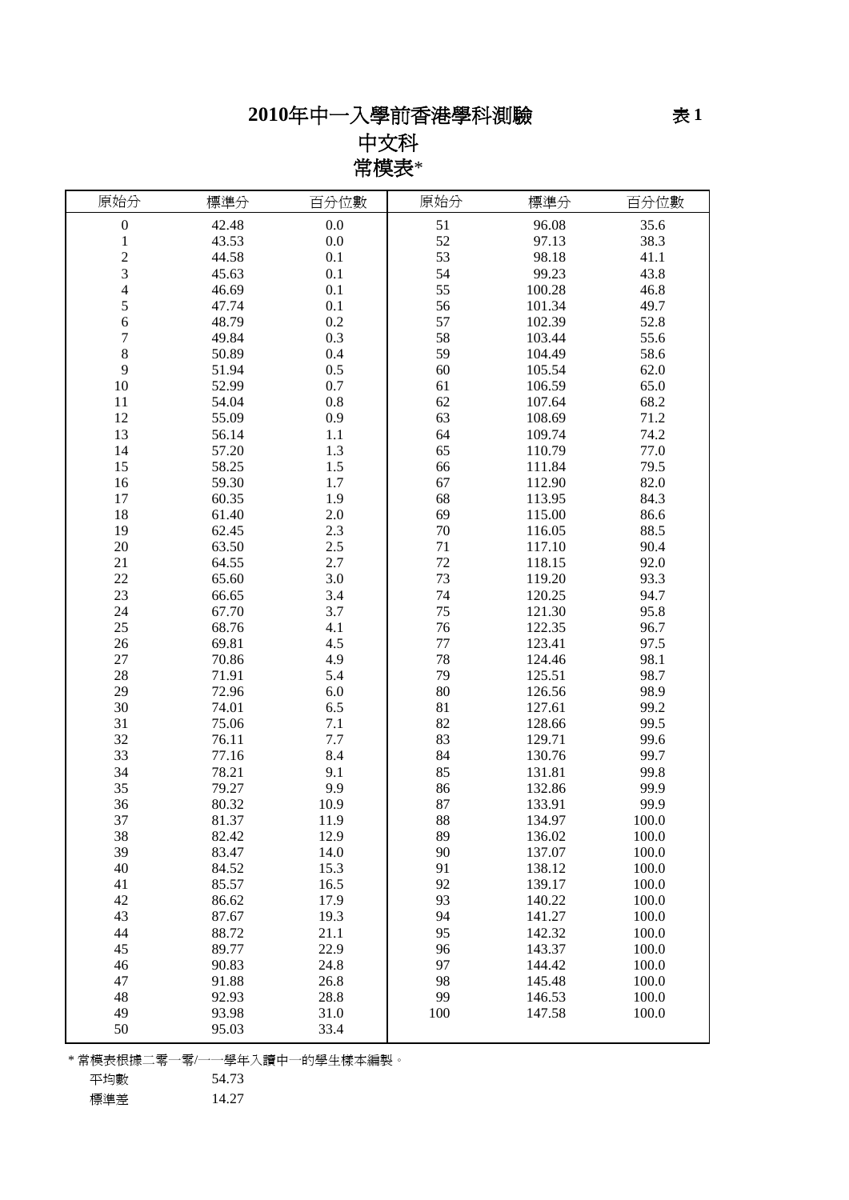# 2010年中一入學前香港學科測驗

**表 1**

## 中文科

## 常模表*

| 原始分 | 標準分 | 百分位數 | 原始分 | 標準分 | 百分位數 |
|---|---|---|---|---|---|
| 0 | 42.48 | 0.0 | 51 | 96.08 | 35.6 |
| 1 | 43.53 | 0.0 | 52 | 97.13 | 38.3 |
| 2 | 44.58 | 0.1 | 53 | 98.18 | 41.1 |
| 3 | 45.63 | 0.1 | 54 | 99.23 | 43.8 |
| 4 | 46.69 | 0.1 | 55 | 100.28 | 46.8 |
| 5 | 47.74 | 0.1 | 56 | 101.34 | 49.7 |
| 6 | 48.79 | 0.2 | 57 | 102.39 | 52.8 |
| 7 | 49.84 | 0.3 | 58 | 103.44 | 55.6 |
| 8 | 50.89 | 0.4 | 59 | 104.49 | 58.6 |
| 9 | 51.94 | 0.5 | 60 | 105.54 | 62.0 |
| 10 | 52.99 | 0.7 | 61 | 106.59 | 65.0 |
| 11 | 54.04 | 0.8 | 62 | 107.64 | 68.2 |
| 12 | 55.09 | 0.9 | 63 | 108.69 | 71.2 |
| 13 | 56.14 | 1.1 | 64 | 109.74 | 74.2 |
| 14 | 57.20 | 1.3 | 65 | 110.79 | 77.0 |
| 15 | 58.25 | 1.5 | 66 | 111.84 | 79.5 |
| 16 | 59.30 | 1.7 | 67 | 112.90 | 82.0 |
| 17 | 60.35 | 1.9 | 68 | 113.95 | 84.3 |
| 18 | 61.40 | 2.0 | 69 | 115.00 | 86.6 |
| 19 | 62.45 | 2.3 | 70 | 116.05 | 88.5 |
| 20 | 63.50 | 2.5 | 71 | 117.10 | 90.4 |
| 21 | 64.55 | 2.7 | 72 | 118.15 | 92.0 |
| 22 | 65.60 | 3.0 | 73 | 119.20 | 93.3 |
| 23 | 66.65 | 3.4 | 74 | 120.25 | 94.7 |
| 24 | 67.70 | 3.7 | 75 | 121.30 | 95.8 |
| 25 | 68.76 | 4.1 | 76 | 122.35 | 96.7 |
| 26 | 69.81 | 4.5 | 77 | 123.41 | 97.5 |
| 27 | 70.86 | 4.9 | 78 | 124.46 | 98.1 |
| 28 | 71.91 | 5.4 | 79 | 125.51 | 98.7 |
| 29 | 72.96 | 6.0 | 80 | 126.56 | 98.9 |
| 30 | 74.01 | 6.5 | 81 | 127.61 | 99.2 |
| 31 | 75.06 | 7.1 | 82 | 128.66 | 99.5 |
| 32 | 76.11 | 7.7 | 83 | 129.71 | 99.6 |
| 33 | 77.16 | 8.4 | 84 | 130.76 | 99.7 |
| 34 | 78.21 | 9.1 | 85 | 131.81 | 99.8 |
| 35 | 79.27 | 9.9 | 86 | 132.86 | 99.9 |
| 36 | 80.32 | 10.9 | 87 | 133.91 | 99.9 |
| 37 | 81.37 | 11.9 | 88 | 134.97 | 100.0 |
| 38 | 82.42 | 12.9 | 89 | 136.02 | 100.0 |
| 39 | 83.47 | 14.0 | 90 | 137.07 | 100.0 |
| 40 | 84.52 | 15.3 | 91 | 138.12 | 100.0 |
| 41 | 85.57 | 16.5 | 92 | 139.17 | 100.0 |
| 42 | 86.62 | 17.9 | 93 | 140.22 | 100.0 |
| 43 | 87.67 | 19.3 | 94 | 141.27 | 100.0 |
| 44 | 88.72 | 21.1 | 95 | 142.32 | 100.0 |
| 45 | 89.77 | 22.9 | 96 | 143.37 | 100.0 |
| 46 | 90.83 | 24.8 | 97 | 144.42 | 100.0 |
| 47 | 91.88 | 26.8 | 98 | 145.48 | 100.0 |
| 48 | 92.93 | 28.8 | 99 | 146.53 | 100.0 |
| 49 | 93.98 | 31.0 | 100 | 147.58 | 100.0 |
| 50 | 95.03 | 33.4 | | | |

* 常模表根據二零一零/一一學年入讀中一的學生樣本編製。

平均數 54.73

標準差 14.27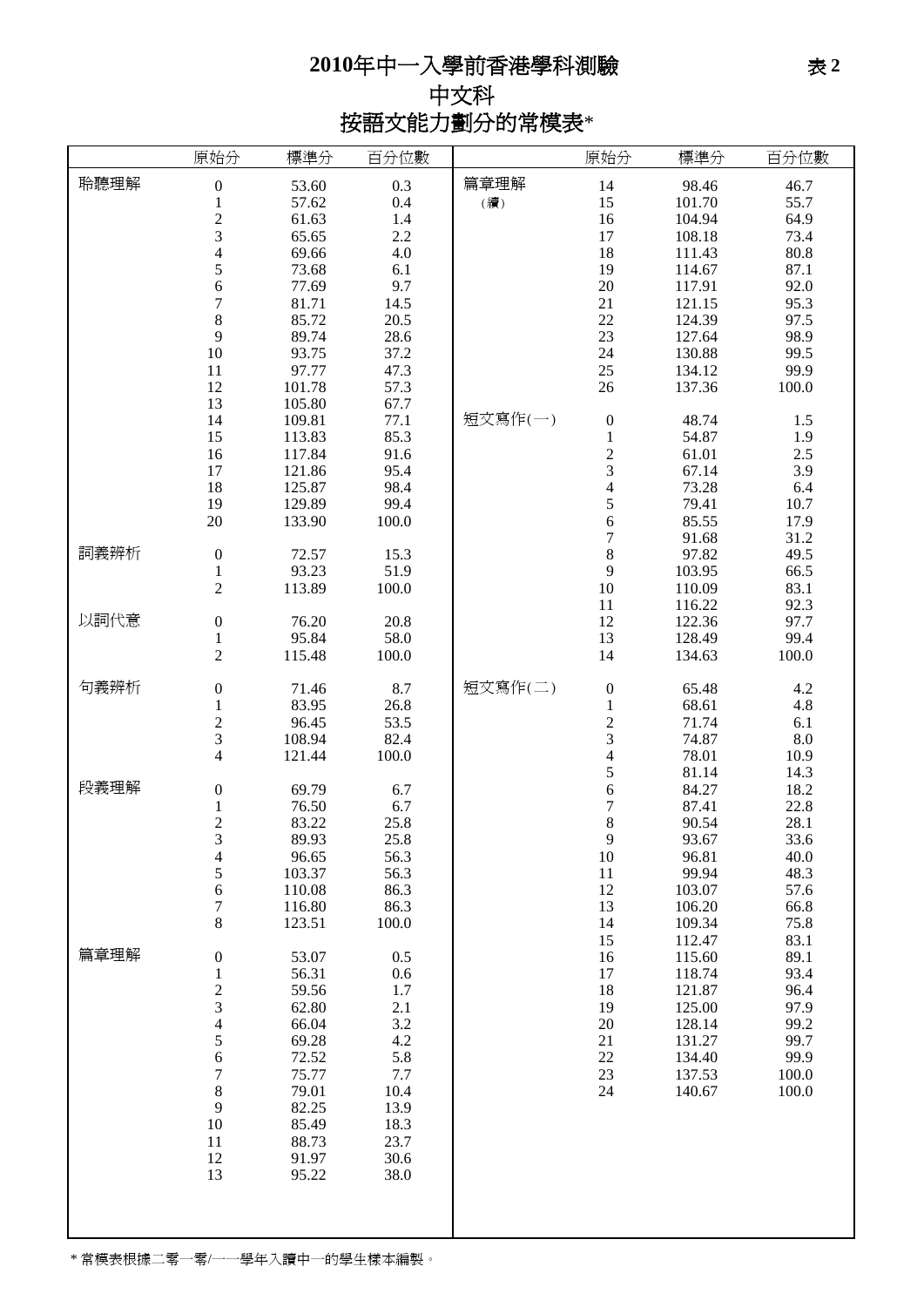# 2010年中一入學前香港學科測驗

表 2

## 中文科

## 按語文能力劃分的常模表*

| | 原始分 | 標準分 | 百分位數 | | 原始分 | 標準分 | 百分位數 |
|---|---|---|---|---|---|---|---|
| 聆聽理解 | 0 | 53.60 | 0.3 | 篇章理解（續） | 14 | 98.46 | 46.7 |
| | 1 | 57.62 | 0.4 | | 15 | 101.70 | 55.7 |
| | 2 | 61.63 | 1.4 | | 16 | 104.94 | 64.9 |
| | 3 | 65.65 | 2.2 | | 17 | 108.18 | 73.4 |
| | 4 | 69.66 | 4.0 | | 18 | 111.43 | 80.8 |
| | 5 | 73.68 | 6.1 | | 19 | 114.67 | 87.1 |
| | 6 | 77.69 | 9.7 | | 20 | 117.91 | 92.0 |
| | 7 | 81.71 | 14.5 | | 21 | 121.15 | 95.3 |
| | 8 | 85.72 | 20.5 | | 22 | 124.39 | 97.5 |
| | 9 | 89.74 | 28.6 | | 23 | 127.64 | 98.9 |
| | 10 | 93.75 | 37.2 | | 24 | 130.88 | 99.5 |
| | 11 | 97.77 | 47.3 | | 25 | 134.12 | 99.9 |
| | 12 | 101.78 | 57.3 | | 26 | 137.36 | 100.0 |
| | 13 | 105.80 | 67.7 | | | | |
| | 14 | 109.81 | 77.1 | 短文寫作(一) | 0 | 48.74 | 1.5 |
| | 15 | 113.83 | 85.3 | | 1 | 54.87 | 1.9 |
| | 16 | 117.84 | 91.6 | | 2 | 61.01 | 2.5 |
| | 17 | 121.86 | 95.4 | | 3 | 67.14 | 3.9 |
| | 18 | 125.87 | 98.4 | | 4 | 73.28 | 6.4 |
| | 19 | 129.89 | 99.4 | | 5 | 79.41 | 10.7 |
| | 20 | 133.90 | 100.0 | | 6 | 85.55 | 17.9 |
| | | | | | 7 | 91.68 | 31.2 |
| 詞義辨析 | 0 | 72.57 | 15.3 | | 8 | 97.82 | 49.5 |
| | 1 | 93.23 | 51.9 | | 9 | 103.95 | 66.5 |
| | 2 | 113.89 | 100.0 | | 10 | 110.09 | 83.1 |
| | | | | | 11 | 116.22 | 92.3 |
| 以詞代意 | 0 | 76.20 | 20.8 | | 12 | 122.36 | 97.7 |
| | 1 | 95.84 | 58.0 | | 13 | 128.49 | 99.4 |
| | 2 | 115.48 | 100.0 | | 14 | 134.63 | 100.0 |
| 句義辨析 | 0 | 71.46 | 8.7 | 短文寫作(二) | 0 | 65.48 | 4.2 |
| | 1 | 83.95 | 26.8 | | 1 | 68.61 | 4.8 |
| | 2 | 96.45 | 53.5 | | 2 | 71.74 | 6.1 |
| | 3 | 108.94 | 82.4 | | 3 | 74.87 | 8.0 |
| | 4 | 121.44 | 100.0 | | 4 | 78.01 | 10.9 |
| | | | | | 5 | 81.14 | 14.3 |
| 段義理解 | 0 | 69.79 | 6.7 | | 6 | 84.27 | 18.2 |
| | 1 | 76.50 | 6.7 | | 7 | 87.41 | 22.8 |
| | 2 | 83.22 | 25.8 | | 8 | 90.54 | 28.1 |
| | 3 | 89.93 | 25.8 | | 9 | 93.67 | 33.6 |
| | 4 | 96.65 | 56.3 | | 10 | 96.81 | 40.0 |
| | 5 | 103.37 | 56.3 | | 11 | 99.94 | 48.3 |
| | 6 | 110.08 | 86.3 | | 12 | 103.07 | 57.6 |
| | 7 | 116.80 | 86.3 | | 13 | 106.20 | 66.8 |
| | 8 | 123.51 | 100.0 | | 14 | 109.34 | 75.8 |
| | | | | | 15 | 112.47 | 83.1 |
| 篇章理解 | 0 | 53.07 | 0.5 | | 16 | 115.60 | 89.1 |
| | 1 | 56.31 | 0.6 | | 17 | 118.74 | 93.4 |
| | 2 | 59.56 | 1.7 | | 18 | 121.87 | 96.4 |
| | 3 | 62.80 | 2.1 | | 19 | 125.00 | 97.9 |
| | 4 | 66.04 | 3.2 | | 20 | 128.14 | 99.2 |
| | 5 | 69.28 | 4.2 | | 21 | 131.27 | 99.7 |
| | 6 | 72.52 | 5.8 | | 22 | 134.40 | 99.9 |
| | 7 | 75.77 | 7.7 | | 23 | 137.53 | 100.0 |
| | 8 | 79.01 | 10.4 | | 24 | 140.67 | 100.0 |
| | 9 | 82.25 | 13.9 | | | | |
| | 10 | 85.49 | 18.3 | | | | |
| | 11 | 88.73 | 23.7 | | | | |
| | 12 | 91.97 | 30.6 | | | | |
| | 13 | 95.22 | 38.0 | | | | |

* 常模表根據二零一零/一一學年入讀中一的學生樣本編製。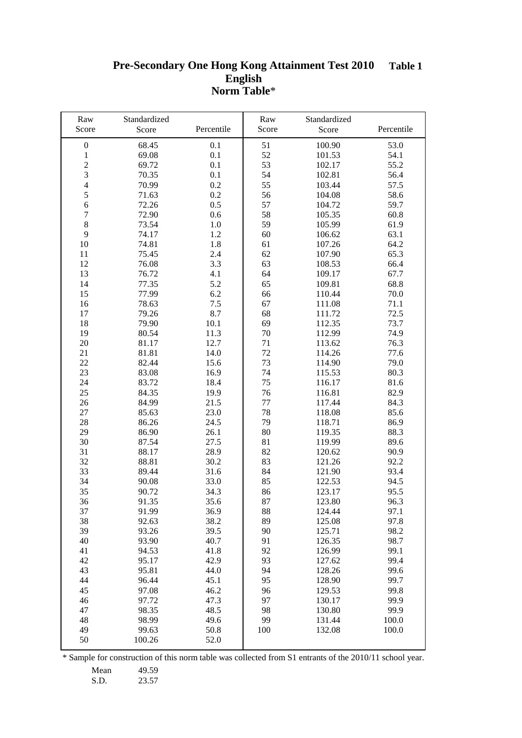# Pre-Secondary One Hong Kong Attainment Test 2010 **Table 1**

## English

## Norm Table*

| Raw Score | Standardized Score | Percentile | Raw Score | Standardized Score | Percentile |
|---|---|---|---|---|---|
| 0 | 68.45 | 0.1 | 51 | 100.90 | 53.0 |
| 1 | 69.08 | 0.1 | 52 | 101.53 | 54.1 |
| 2 | 69.72 | 0.1 | 53 | 102.17 | 55.2 |
| 3 | 70.35 | 0.1 | 54 | 102.81 | 56.4 |
| 4 | 70.99 | 0.2 | 55 | 103.44 | 57.5 |
| 5 | 71.63 | 0.2 | 56 | 104.08 | 58.6 |
| 6 | 72.26 | 0.5 | 57 | 104.72 | 59.7 |
| 7 | 72.90 | 0.6 | 58 | 105.35 | 60.8 |
| 8 | 73.54 | 1.0 | 59 | 105.99 | 61.9 |
| 9 | 74.17 | 1.2 | 60 | 106.62 | 63.1 |
| 10 | 74.81 | 1.8 | 61 | 107.26 | 64.2 |
| 11 | 75.45 | 2.4 | 62 | 107.90 | 65.3 |
| 12 | 76.08 | 3.3 | 63 | 108.53 | 66.4 |
| 13 | 76.72 | 4.1 | 64 | 109.17 | 67.7 |
| 14 | 77.35 | 5.2 | 65 | 109.81 | 68.8 |
| 15 | 77.99 | 6.2 | 66 | 110.44 | 70.0 |
| 16 | 78.63 | 7.5 | 67 | 111.08 | 71.1 |
| 17 | 79.26 | 8.7 | 68 | 111.72 | 72.5 |
| 18 | 79.90 | 10.1 | 69 | 112.35 | 73.7 |
| 19 | 80.54 | 11.3 | 70 | 112.99 | 74.9 |
| 20 | 81.17 | 12.7 | 71 | 113.62 | 76.3 |
| 21 | 81.81 | 14.0 | 72 | 114.26 | 77.6 |
| 22 | 82.44 | 15.6 | 73 | 114.90 | 79.0 |
| 23 | 83.08 | 16.9 | 74 | 115.53 | 80.3 |
| 24 | 83.72 | 18.4 | 75 | 116.17 | 81.6 |
| 25 | 84.35 | 19.9 | 76 | 116.81 | 82.9 |
| 26 | 84.99 | 21.5 | 77 | 117.44 | 84.3 |
| 27 | 85.63 | 23.0 | 78 | 118.08 | 85.6 |
| 28 | 86.26 | 24.5 | 79 | 118.71 | 86.9 |
| 29 | 86.90 | 26.1 | 80 | 119.35 | 88.3 |
| 30 | 87.54 | 27.5 | 81 | 119.99 | 89.6 |
| 31 | 88.17 | 28.9 | 82 | 120.62 | 90.9 |
| 32 | 88.81 | 30.2 | 83 | 121.26 | 92.2 |
| 33 | 89.44 | 31.6 | 84 | 121.90 | 93.4 |
| 34 | 90.08 | 33.0 | 85 | 122.53 | 94.5 |
| 35 | 90.72 | 34.3 | 86 | 123.17 | 95.5 |
| 36 | 91.35 | 35.6 | 87 | 123.80 | 96.3 |
| 37 | 91.99 | 36.9 | 88 | 124.44 | 97.1 |
| 38 | 92.63 | 38.2 | 89 | 125.08 | 97.8 |
| 39 | 93.26 | 39.5 | 90 | 125.71 | 98.2 |
| 40 | 93.90 | 40.7 | 91 | 126.35 | 98.7 |
| 41 | 94.53 | 41.8 | 92 | 126.99 | 99.1 |
| 42 | 95.17 | 42.9 | 93 | 127.62 | 99.4 |
| 43 | 95.81 | 44.0 | 94 | 128.26 | 99.6 |
| 44 | 96.44 | 45.1 | 95 | 128.90 | 99.7 |
| 45 | 97.08 | 46.2 | 96 | 129.53 | 99.8 |
| 46 | 97.72 | 47.3 | 97 | 130.17 | 99.9 |
| 47 | 98.35 | 48.5 | 98 | 130.80 | 99.9 |
| 48 | 98.99 | 49.6 | 99 | 131.44 | 100.0 |
| 49 | 99.63 | 50.8 | 100 | 132.08 | 100.0 |
| 50 | 100.26 | 52.0 | | | |

\* Sample for construction of this norm table was collected from S1 entrants of the 2010/11 school year.

| | |
|---|---|
| Mean | 49.59 |
| S.D. | 23.57 |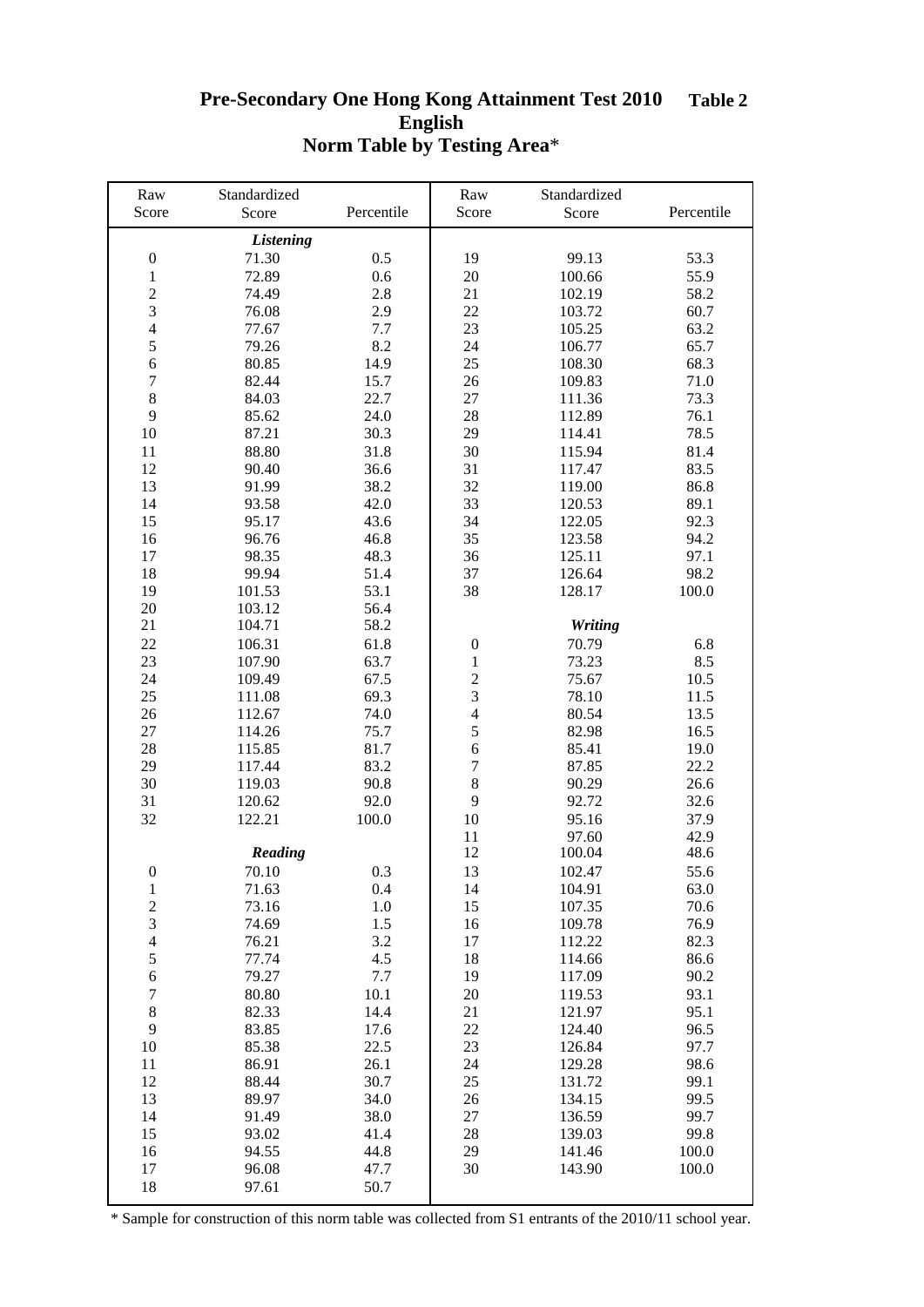# Pre-Secondary One Hong Kong Attainment Test 2010 **Table 2**

## English

## Norm Table by Testing Area*

| Raw Score | Standardized Score | Percentile | Raw Score | Standardized Score | Percentile |
|---|---|---|---|---|---|
| | ***Listening*** | | | | |
| 0 | 71.30 | 0.5 | 19 | 99.13 | 53.3 |
| 1 | 72.89 | 0.6 | 20 | 100.66 | 55.9 |
| 2 | 74.49 | 2.8 | 21 | 102.19 | 58.2 |
| 3 | 76.08 | 2.9 | 22 | 103.72 | 60.7 |
| 4 | 77.67 | 7.7 | 23 | 105.25 | 63.2 |
| 5 | 79.26 | 8.2 | 24 | 106.77 | 65.7 |
| 6 | 80.85 | 14.9 | 25 | 108.30 | 68.3 |
| 7 | 82.44 | 15.7 | 26 | 109.83 | 71.0 |
| 8 | 84.03 | 22.7 | 27 | 111.36 | 73.3 |
| 9 | 85.62 | 24.0 | 28 | 112.89 | 76.1 |
| 10 | 87.21 | 30.3 | 29 | 114.41 | 78.5 |
| 11 | 88.80 | 31.8 | 30 | 115.94 | 81.4 |
| 12 | 90.40 | 36.6 | 31 | 117.47 | 83.5 |
| 13 | 91.99 | 38.2 | 32 | 119.00 | 86.8 |
| 14 | 93.58 | 42.0 | 33 | 120.53 | 89.1 |
| 15 | 95.17 | 43.6 | 34 | 122.05 | 92.3 |
| 16 | 96.76 | 46.8 | 35 | 123.58 | 94.2 |
| 17 | 98.35 | 48.3 | 36 | 125.11 | 97.1 |
| 18 | 99.94 | 51.4 | 37 | 126.64 | 98.2 |
| 19 | 101.53 | 53.1 | 38 | 128.17 | 100.0 |
| 20 | 103.12 | 56.4 | | | |
| 21 | 104.71 | 58.2 | | ***Writing*** | |
| 22 | 106.31 | 61.8 | 0 | 70.79 | 6.8 |
| 23 | 107.90 | 63.7 | 1 | 73.23 | 8.5 |
| 24 | 109.49 | 67.5 | 2 | 75.67 | 10.5 |
| 25 | 111.08 | 69.3 | 3 | 78.10 | 11.5 |
| 26 | 112.67 | 74.0 | 4 | 80.54 | 13.5 |
| 27 | 114.26 | 75.7 | 5 | 82.98 | 16.5 |
| 28 | 115.85 | 81.7 | 6 | 85.41 | 19.0 |
| 29 | 117.44 | 83.2 | 7 | 87.85 | 22.2 |
| 30 | 119.03 | 90.8 | 8 | 90.29 | 26.6 |
| 31 | 120.62 | 92.0 | 9 | 92.72 | 32.6 |
| 32 | 122.21 | 100.0 | 10 | 95.16 | 37.9 |
| | | | 11 | 97.60 | 42.9 |
| | ***Reading*** | | 12 | 100.04 | 48.6 |
| 0 | 70.10 | 0.3 | 13 | 102.47 | 55.6 |
| 1 | 71.63 | 0.4 | 14 | 104.91 | 63.0 |
| 2 | 73.16 | 1.0 | 15 | 107.35 | 70.6 |
| 3 | 74.69 | 1.5 | 16 | 109.78 | 76.9 |
| 4 | 76.21 | 3.2 | 17 | 112.22 | 82.3 |
| 5 | 77.74 | 4.5 | 18 | 114.66 | 86.6 |
| 6 | 79.27 | 7.7 | 19 | 117.09 | 90.2 |
| 7 | 80.80 | 10.1 | 20 | 119.53 | 93.1 |
| 8 | 82.33 | 14.4 | 21 | 121.97 | 95.1 |
| 9 | 83.85 | 17.6 | 22 | 124.40 | 96.5 |
| 10 | 85.38 | 22.5 | 23 | 126.84 | 97.7 |
| 11 | 86.91 | 26.1 | 24 | 129.28 | 98.6 |
| 12 | 88.44 | 30.7 | 25 | 131.72 | 99.1 |
| 13 | 89.97 | 34.0 | 26 | 134.15 | 99.5 |
| 14 | 91.49 | 38.0 | 27 | 136.59 | 99.7 |
| 15 | 93.02 | 41.4 | 28 | 139.03 | 99.8 |
| 16 | 94.55 | 44.8 | 29 | 141.46 | 100.0 |
| 17 | 96.08 | 47.7 | 30 | 143.90 | 100.0 |
| 18 | 97.61 | 50.7 | | | |

\* Sample for construction of this norm table was collected from S1 entrants of the 2010/11 school year.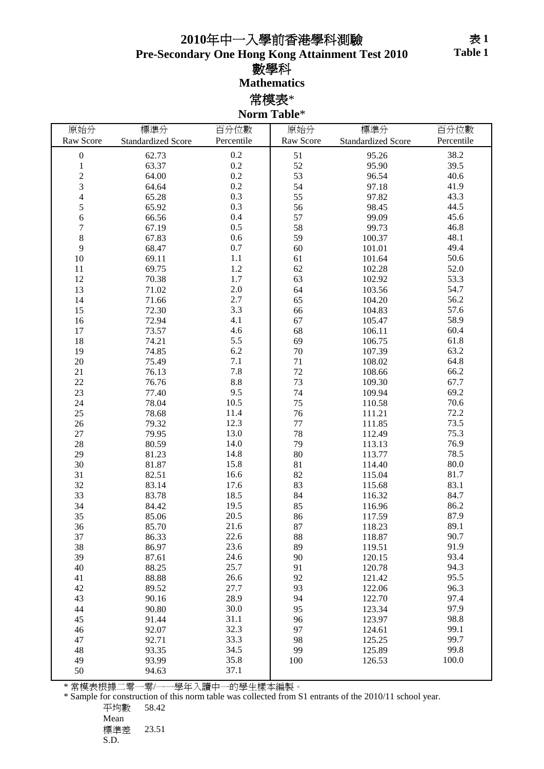# 2010年中一入學前香港學科測驗
# Pre-Secondary One Hong Kong Attainment Test 2010

表 1
Table 1

## 數學科
## Mathematics

## 常模表*
## Norm Table*

| 原始分 Raw Score | 標準分 Standardized Score | 百分位數 Percentile | 原始分 Raw Score | 標準分 Standardized Score | 百分位數 Percentile |
|---|---|---|---|---|---|
| 0 | 62.73 | 0.2 | 51 | 95.26 | 38.2 |
| 1 | 63.37 | 0.2 | 52 | 95.90 | 39.5 |
| 2 | 64.00 | 0.2 | 53 | 96.54 | 40.6 |
| 3 | 64.64 | 0.2 | 54 | 97.18 | 41.9 |
| 4 | 65.28 | 0.3 | 55 | 97.82 | 43.3 |
| 5 | 65.92 | 0.3 | 56 | 98.45 | 44.5 |
| 6 | 66.56 | 0.4 | 57 | 99.09 | 45.6 |
| 7 | 67.19 | 0.5 | 58 | 99.73 | 46.8 |
| 8 | 67.83 | 0.6 | 59 | 100.37 | 48.1 |
| 9 | 68.47 | 0.7 | 60 | 101.01 | 49.4 |
| 10 | 69.11 | 1.1 | 61 | 101.64 | 50.6 |
| 11 | 69.75 | 1.2 | 62 | 102.28 | 52.0 |
| 12 | 70.38 | 1.7 | 63 | 102.92 | 53.3 |
| 13 | 71.02 | 2.0 | 64 | 103.56 | 54.7 |
| 14 | 71.66 | 2.7 | 65 | 104.20 | 56.2 |
| 15 | 72.30 | 3.3 | 66 | 104.83 | 57.6 |
| 16 | 72.94 | 4.1 | 67 | 105.47 | 58.9 |
| 17 | 73.57 | 4.6 | 68 | 106.11 | 60.4 |
| 18 | 74.21 | 5.5 | 69 | 106.75 | 61.8 |
| 19 | 74.85 | 6.2 | 70 | 107.39 | 63.2 |
| 20 | 75.49 | 7.1 | 71 | 108.02 | 64.8 |
| 21 | 76.13 | 7.8 | 72 | 108.66 | 66.2 |
| 22 | 76.76 | 8.8 | 73 | 109.30 | 67.7 |
| 23 | 77.40 | 9.5 | 74 | 109.94 | 69.2 |
| 24 | 78.04 | 10.5 | 75 | 110.58 | 70.6 |
| 25 | 78.68 | 11.4 | 76 | 111.21 | 72.2 |
| 26 | 79.32 | 12.3 | 77 | 111.85 | 73.5 |
| 27 | 79.95 | 13.0 | 78 | 112.49 | 75.3 |
| 28 | 80.59 | 14.0 | 79 | 113.13 | 76.9 |
| 29 | 81.23 | 14.8 | 80 | 113.77 | 78.5 |
| 30 | 81.87 | 15.8 | 81 | 114.40 | 80.0 |
| 31 | 82.51 | 16.6 | 82 | 115.04 | 81.7 |
| 32 | 83.14 | 17.6 | 83 | 115.68 | 83.1 |
| 33 | 83.78 | 18.5 | 84 | 116.32 | 84.7 |
| 34 | 84.42 | 19.5 | 85 | 116.96 | 86.2 |
| 35 | 85.06 | 20.5 | 86 | 117.59 | 87.9 |
| 36 | 85.70 | 21.6 | 87 | 118.23 | 89.1 |
| 37 | 86.33 | 22.6 | 88 | 118.87 | 90.7 |
| 38 | 86.97 | 23.6 | 89 | 119.51 | 91.9 |
| 39 | 87.61 | 24.6 | 90 | 120.15 | 93.4 |
| 40 | 88.25 | 25.7 | 91 | 120.78 | 94.3 |
| 41 | 88.88 | 26.6 | 92 | 121.42 | 95.5 |
| 42 | 89.52 | 27.7 | 93 | 122.06 | 96.3 |
| 43 | 90.16 | 28.9 | 94 | 122.70 | 97.4 |
| 44 | 90.80 | 30.0 | 95 | 123.34 | 97.9 |
| 45 | 91.44 | 31.1 | 96 | 123.97 | 98.8 |
| 46 | 92.07 | 32.3 | 97 | 124.61 | 99.1 |
| 47 | 92.71 | 33.3 | 98 | 125.25 | 99.7 |
| 48 | 93.35 | 34.5 | 99 | 125.89 | 99.8 |
| 49 | 93.99 | 35.8 | 100 | 126.53 | 100.0 |
| 50 | 94.63 | 37.1 | | | |

* 常模表根據二零一零/一一學年入讀中一的學生樣本編製。
* Sample for construction of this norm table was collected from S1 entrants of the 2010/11 school year.

平均數 Mean 58.42
標準差 S.D. 23.51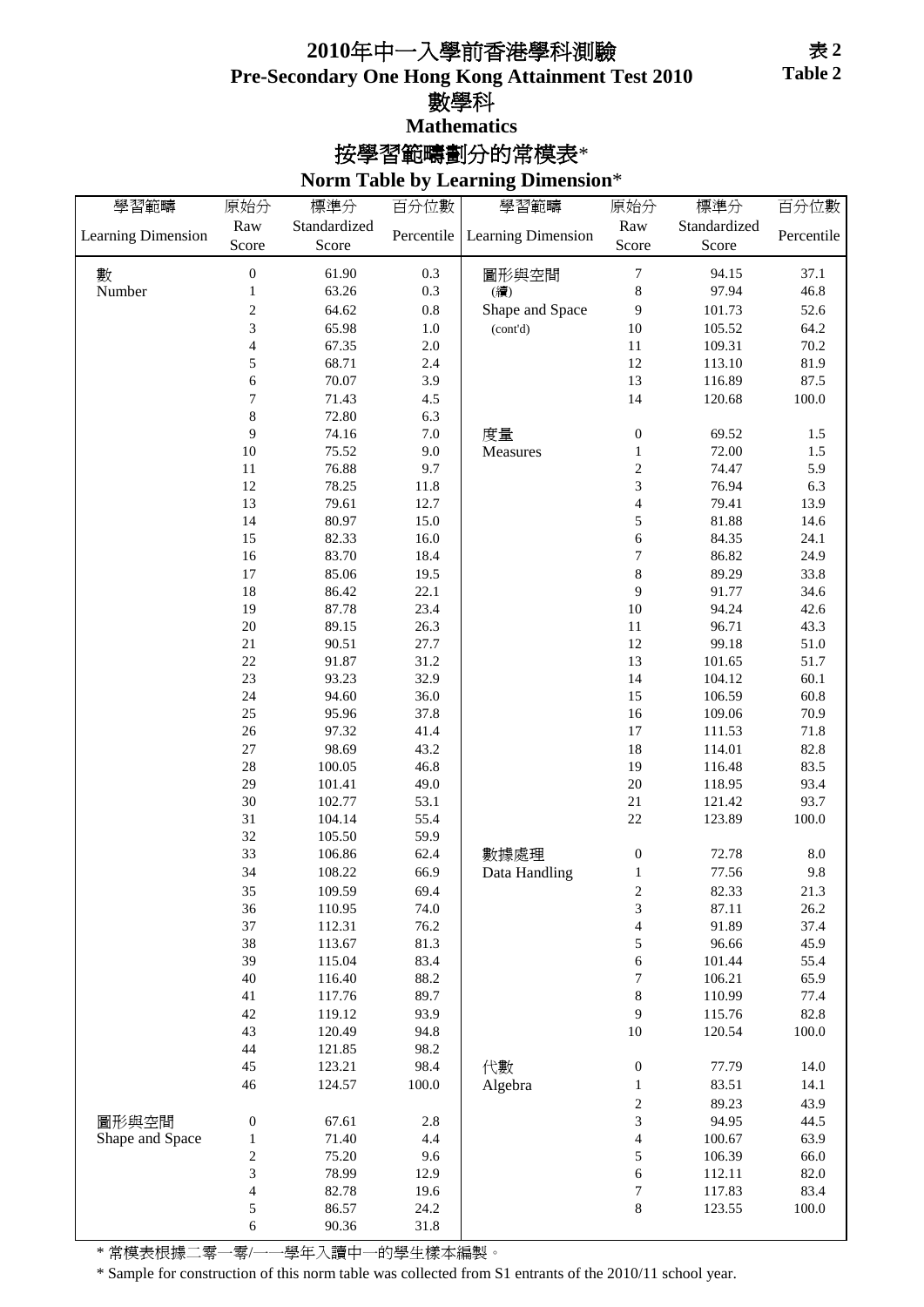# 2010年中一入學前香港學科測驗
# Pre-Secondary One Hong Kong Attainment Test 2010

表 2
**Table 2**

## 數學科
## Mathematics

### 按學習範疇劃分的常模表*
### Norm Table by Learning Dimension*

| 學習範疇 Learning Dimension | 原始分 Raw Score | 標準分 Standardized Score | 百分位數 Percentile | 學習範疇 Learning Dimension | 原始分 Raw Score | 標準分 Standardized Score | 百分位數 Percentile |
|---|---|---|---|---|---|---|---|
| 數 Number | 0 | 61.90 | 0.3 | 圖形與空間 (續) Shape and Space (cont'd) | 7 | 94.15 | 37.1 |
| | 1 | 63.26 | 0.3 | | 8 | 97.94 | 46.8 |
| | 2 | 64.62 | 0.8 | | 9 | 101.73 | 52.6 |
| | 3 | 65.98 | 1.0 | | 10 | 105.52 | 64.2 |
| | 4 | 67.35 | 2.0 | | 11 | 109.31 | 70.2 |
| | 5 | 68.71 | 2.4 | | 12 | 113.10 | 81.9 |
| | 6 | 70.07 | 3.9 | | 13 | 116.89 | 87.5 |
| | 7 | 71.43 | 4.5 | | 14 | 120.68 | 100.0 |
| | 8 | 72.80 | 6.3 | | | | |
| | 9 | 74.16 | 7.0 | 度量 Measures | 0 | 69.52 | 1.5 |
| | 10 | 75.52 | 9.0 | | 1 | 72.00 | 1.5 |
| | 11 | 76.88 | 9.7 | | 2 | 74.47 | 5.9 |
| | 12 | 78.25 | 11.8 | | 3 | 76.94 | 6.3 |
| | 13 | 79.61 | 12.7 | | 4 | 79.41 | 13.9 |
| | 14 | 80.97 | 15.0 | | 5 | 81.88 | 14.6 |
| | 15 | 82.33 | 16.0 | | 6 | 84.35 | 24.1 |
| | 16 | 83.70 | 18.4 | | 7 | 86.82 | 24.9 |
| | 17 | 85.06 | 19.5 | | 8 | 89.29 | 33.8 |
| | 18 | 86.42 | 22.1 | | 9 | 91.77 | 34.6 |
| | 19 | 87.78 | 23.4 | | 10 | 94.24 | 42.6 |
| | 20 | 89.15 | 26.3 | | 11 | 96.71 | 43.3 |
| | 21 | 90.51 | 27.7 | | 12 | 99.18 | 51.0 |
| | 22 | 91.87 | 31.2 | | 13 | 101.65 | 51.7 |
| | 23 | 93.23 | 32.9 | | 14 | 104.12 | 60.1 |
| | 24 | 94.60 | 36.0 | | 15 | 106.59 | 60.8 |
| | 25 | 95.96 | 37.8 | | 16 | 109.06 | 70.9 |
| | 26 | 97.32 | 41.4 | | 17 | 111.53 | 71.8 |
| | 27 | 98.69 | 43.2 | | 18 | 114.01 | 82.8 |
| | 28 | 100.05 | 46.8 | | 19 | 116.48 | 83.5 |
| | 29 | 101.41 | 49.0 | | 20 | 118.95 | 93.4 |
| | 30 | 102.77 | 53.1 | | 21 | 121.42 | 93.7 |
| | 31 | 104.14 | 55.4 | | 22 | 123.89 | 100.0 |
| | 32 | 105.50 | 59.9 | | | | |
| | 33 | 106.86 | 62.4 | 數據處理 Data Handling | 0 | 72.78 | 8.0 |
| | 34 | 108.22 | 66.9 | | 1 | 77.56 | 9.8 |
| | 35 | 109.59 | 69.4 | | 2 | 82.33 | 21.3 |
| | 36 | 110.95 | 74.0 | | 3 | 87.11 | 26.2 |
| | 37 | 112.31 | 76.2 | | 4 | 91.89 | 37.4 |
| | 38 | 113.67 | 81.3 | | 5 | 96.66 | 45.9 |
| | 39 | 115.04 | 83.4 | | 6 | 101.44 | 55.4 |
| | 40 | 116.40 | 88.2 | | 7 | 106.21 | 65.9 |
| | 41 | 117.76 | 89.7 | | 8 | 110.99 | 77.4 |
| | 42 | 119.12 | 93.9 | | 9 | 115.76 | 82.8 |
| | 43 | 120.49 | 94.8 | | 10 | 120.54 | 100.0 |
| | 44 | 121.85 | 98.2 | | | | |
| | 45 | 123.21 | 98.4 | 代數 Algebra | 0 | 77.79 | 14.0 |
| | 46 | 124.57 | 100.0 | | 1 | 83.51 | 14.1 |
| | | | | | 2 | 89.23 | 43.9 |
| 圖形與空間 Shape and Space | 0 | 67.61 | 2.8 | | 3 | 94.95 | 44.5 |
| | 1 | 71.40 | 4.4 | | 4 | 100.67 | 63.9 |
| | 2 | 75.20 | 9.6 | | 5 | 106.39 | 66.0 |
| | 3 | 78.99 | 12.9 | | 6 | 112.11 | 82.0 |
| | 4 | 82.78 | 19.6 | | 7 | 117.83 | 83.4 |
| | 5 | 86.57 | 24.2 | | 8 | 123.55 | 100.0 |
| | 6 | 90.36 | 31.8 | | | | |

* 常模表根據二零一零/一一學年入讀中一的學生樣本編製。

* Sample for construction of this norm table was collected from S1 entrants of the 2010/11 school year.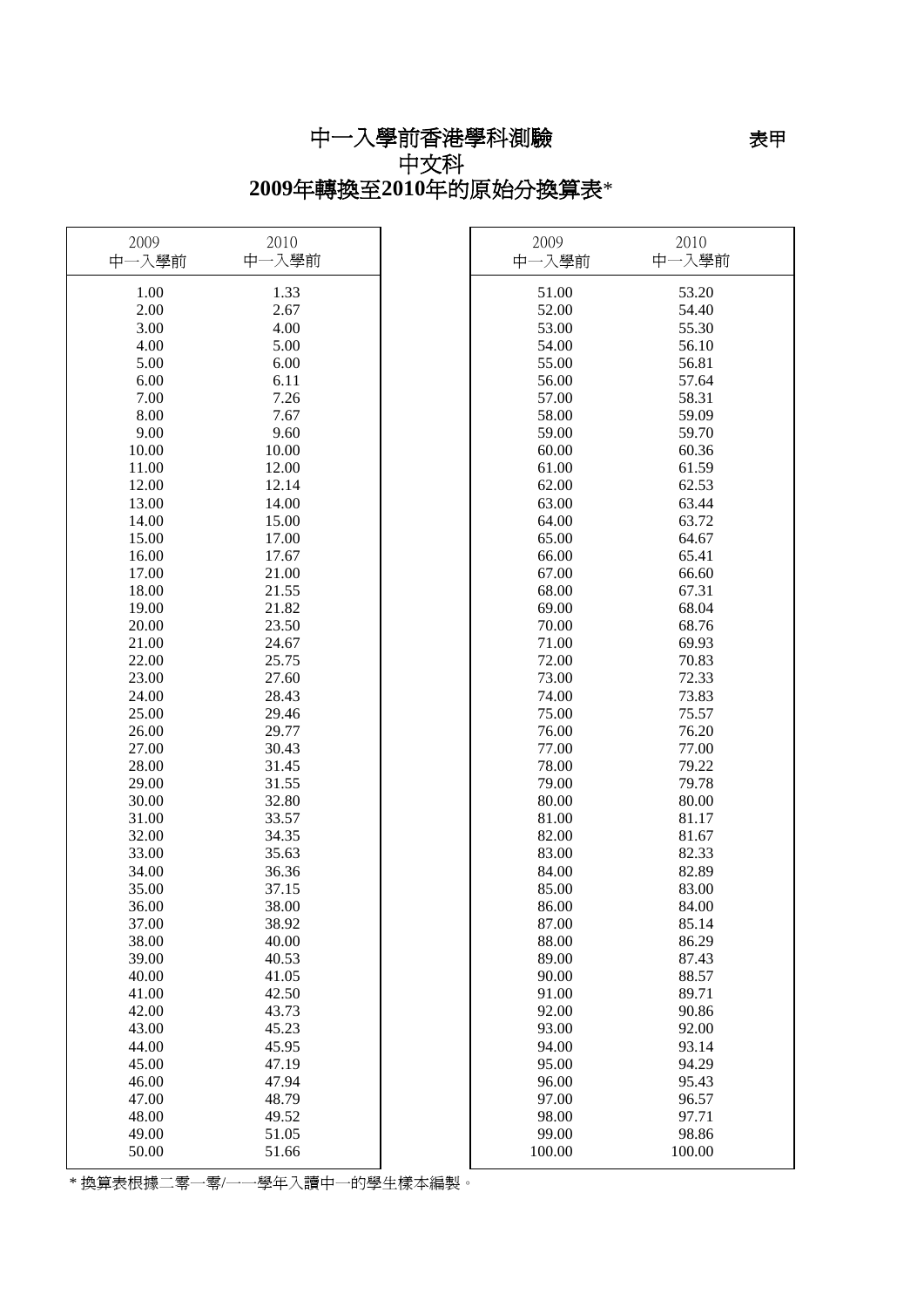# 中一入學前香港學科測驗

表甲

## 中文科

## 2009年轉換至2010年的原始分換算表*

| 2009 中一入學前 | 2010 中一入學前 |
|---|---|
| 1.00 | 1.33 |
| 2.00 | 2.67 |
| 3.00 | 4.00 |
| 4.00 | 5.00 |
| 5.00 | 6.00 |
| 6.00 | 6.11 |
| 7.00 | 7.26 |
| 8.00 | 7.67 |
| 9.00 | 9.60 |
| 10.00 | 10.00 |
| 11.00 | 12.00 |
| 12.00 | 12.14 |
| 13.00 | 14.00 |
| 14.00 | 15.00 |
| 15.00 | 17.00 |
| 16.00 | 17.67 |
| 17.00 | 21.00 |
| 18.00 | 21.55 |
| 19.00 | 21.82 |
| 20.00 | 23.50 |
| 21.00 | 24.67 |
| 22.00 | 25.75 |
| 23.00 | 27.60 |
| 24.00 | 28.43 |
| 25.00 | 29.46 |
| 26.00 | 29.77 |
| 27.00 | 30.43 |
| 28.00 | 31.45 |
| 29.00 | 31.55 |
| 30.00 | 32.80 |
| 31.00 | 33.57 |
| 32.00 | 34.35 |
| 33.00 | 35.63 |
| 34.00 | 36.36 |
| 35.00 | 37.15 |
| 36.00 | 38.00 |
| 37.00 | 38.92 |
| 38.00 | 40.00 |
| 39.00 | 40.53 |
| 40.00 | 41.05 |
| 41.00 | 42.50 |
| 42.00 | 43.73 |
| 43.00 | 45.23 |
| 44.00 | 45.95 |
| 45.00 | 47.19 |
| 46.00 | 47.94 |
| 47.00 | 48.79 |
| 48.00 | 49.52 |
| 49.00 | 51.05 |
| 50.00 | 51.66 |
| 51.00 | 53.20 |
| 52.00 | 54.40 |
| 53.00 | 55.30 |
| 54.00 | 56.10 |
| 55.00 | 56.81 |
| 56.00 | 57.64 |
| 57.00 | 58.31 |
| 58.00 | 59.09 |
| 59.00 | 59.70 |
| 60.00 | 60.36 |
| 61.00 | 61.59 |
| 62.00 | 62.53 |
| 63.00 | 63.44 |
| 64.00 | 63.72 |
| 65.00 | 64.67 |
| 66.00 | 65.41 |
| 67.00 | 66.60 |
| 68.00 | 67.31 |
| 69.00 | 68.04 |
| 70.00 | 68.76 |
| 71.00 | 69.93 |
| 72.00 | 70.83 |
| 73.00 | 72.33 |
| 74.00 | 73.83 |
| 75.00 | 75.57 |
| 76.00 | 76.20 |
| 77.00 | 77.00 |
| 78.00 | 79.22 |
| 79.00 | 79.78 |
| 80.00 | 80.00 |
| 81.00 | 81.17 |
| 82.00 | 81.67 |
| 83.00 | 82.33 |
| 84.00 | 82.89 |
| 85.00 | 83.00 |
| 86.00 | 84.00 |
| 87.00 | 85.14 |
| 88.00 | 86.29 |
| 89.00 | 87.43 |
| 90.00 | 88.57 |
| 91.00 | 89.71 |
| 92.00 | 90.86 |
| 93.00 | 92.00 |
| 94.00 | 93.14 |
| 95.00 | 94.29 |
| 96.00 | 95.43 |
| 97.00 | 96.57 |
| 98.00 | 97.71 |
| 99.00 | 98.86 |
| 100.00 | 100.00 |

* 換算表根據二零一零/一一學年入讀中一的學生樣本編製。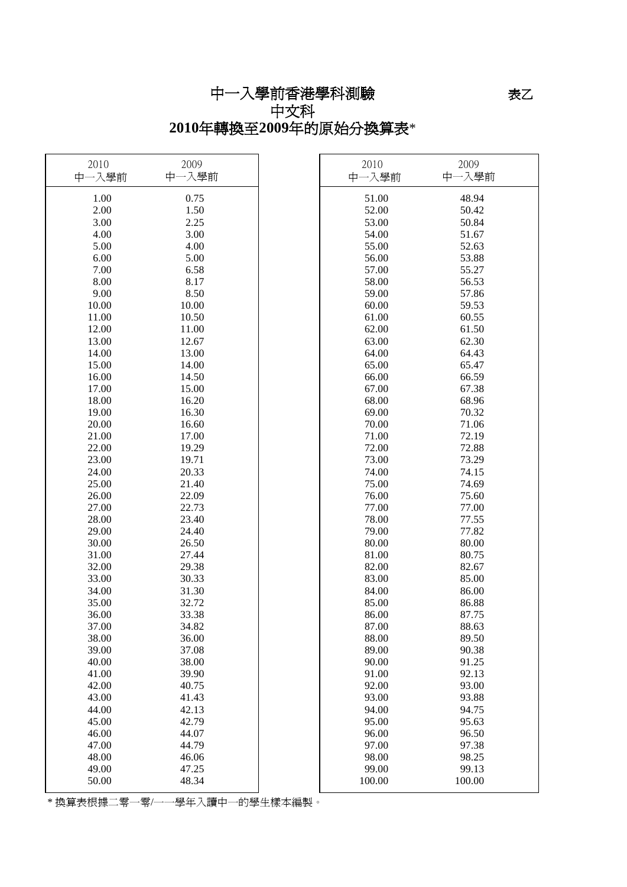# 中一入學前香港學科測驗

表乙

## 中文科

## 2010年轉換至2009年的原始分換算表*

| 2010<br>中一入學前 | 2009<br>中一入學前 | 2010<br>中一入學前 | 2009<br>中一入學前 |
|---|---|---|---|
| 1.00 | 0.75 | 51.00 | 48.94 |
| 2.00 | 1.50 | 52.00 | 50.42 |
| 3.00 | 2.25 | 53.00 | 50.84 |
| 4.00 | 3.00 | 54.00 | 51.67 |
| 5.00 | 4.00 | 55.00 | 52.63 |
| 6.00 | 5.00 | 56.00 | 53.88 |
| 7.00 | 6.58 | 57.00 | 55.27 |
| 8.00 | 8.17 | 58.00 | 56.53 |
| 9.00 | 8.50 | 59.00 | 57.86 |
| 10.00 | 10.00 | 60.00 | 59.53 |
| 11.00 | 10.50 | 61.00 | 60.55 |
| 12.00 | 11.00 | 62.00 | 61.50 |
| 13.00 | 12.67 | 63.00 | 62.30 |
| 14.00 | 13.00 | 64.00 | 64.43 |
| 15.00 | 14.00 | 65.00 | 65.47 |
| 16.00 | 14.50 | 66.00 | 66.59 |
| 17.00 | 15.00 | 67.00 | 67.38 |
| 18.00 | 16.20 | 68.00 | 68.96 |
| 19.00 | 16.30 | 69.00 | 70.32 |
| 20.00 | 16.60 | 70.00 | 71.06 |
| 21.00 | 17.00 | 71.00 | 72.19 |
| 22.00 | 19.29 | 72.00 | 72.88 |
| 23.00 | 19.71 | 73.00 | 73.29 |
| 24.00 | 20.33 | 74.00 | 74.15 |
| 25.00 | 21.40 | 75.00 | 74.69 |
| 26.00 | 22.09 | 76.00 | 75.60 |
| 27.00 | 22.73 | 77.00 | 77.00 |
| 28.00 | 23.40 | 78.00 | 77.55 |
| 29.00 | 24.40 | 79.00 | 77.82 |
| 30.00 | 26.50 | 80.00 | 80.00 |
| 31.00 | 27.44 | 81.00 | 80.75 |
| 32.00 | 29.38 | 82.00 | 82.67 |
| 33.00 | 30.33 | 83.00 | 85.00 |
| 34.00 | 31.30 | 84.00 | 86.00 |
| 35.00 | 32.72 | 85.00 | 86.88 |
| 36.00 | 33.38 | 86.00 | 87.75 |
| 37.00 | 34.82 | 87.00 | 88.63 |
| 38.00 | 36.00 | 88.00 | 89.50 |
| 39.00 | 37.08 | 89.00 | 90.38 |
| 40.00 | 38.00 | 90.00 | 91.25 |
| 41.00 | 39.90 | 91.00 | 92.13 |
| 42.00 | 40.75 | 92.00 | 93.00 |
| 43.00 | 41.43 | 93.00 | 93.88 |
| 44.00 | 42.13 | 94.00 | 94.75 |
| 45.00 | 42.79 | 95.00 | 95.63 |
| 46.00 | 44.07 | 96.00 | 96.50 |
| 47.00 | 44.79 | 97.00 | 97.38 |
| 48.00 | 46.06 | 98.00 | 98.25 |
| 49.00 | 47.25 | 99.00 | 99.13 |
| 50.00 | 48.34 | 100.00 | 100.00 |

* 換算表根據二零一零/一一學年入讀中一的學生樣本編製。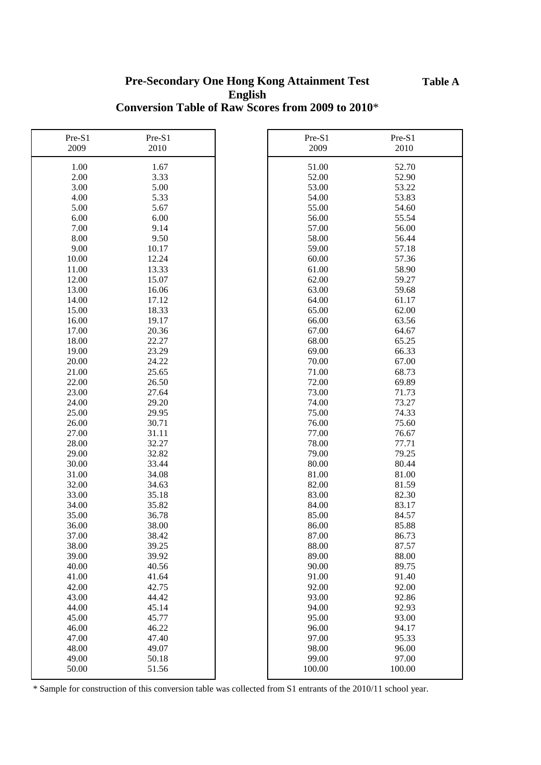**Table A**

# Pre-Secondary One Hong Kong Attainment Test
## English
## Conversion Table of Raw Scores from 2009 to 2010*

| Pre-S1 2009 | Pre-S1 2010 | Pre-S1 2009 | Pre-S1 2010 |
|---|---|---|---|
| 1.00 | 1.67 | 51.00 | 52.70 |
| 2.00 | 3.33 | 52.00 | 52.90 |
| 3.00 | 5.00 | 53.00 | 53.22 |
| 4.00 | 5.33 | 54.00 | 53.83 |
| 5.00 | 5.67 | 55.00 | 54.60 |
| 6.00 | 6.00 | 56.00 | 55.54 |
| 7.00 | 9.14 | 57.00 | 56.00 |
| 8.00 | 9.50 | 58.00 | 56.44 |
| 9.00 | 10.17 | 59.00 | 57.18 |
| 10.00 | 12.24 | 60.00 | 57.36 |
| 11.00 | 13.33 | 61.00 | 58.90 |
| 12.00 | 15.07 | 62.00 | 59.27 |
| 13.00 | 16.06 | 63.00 | 59.68 |
| 14.00 | 17.12 | 64.00 | 61.17 |
| 15.00 | 18.33 | 65.00 | 62.00 |
| 16.00 | 19.17 | 66.00 | 63.56 |
| 17.00 | 20.36 | 67.00 | 64.67 |
| 18.00 | 22.27 | 68.00 | 65.25 |
| 19.00 | 23.29 | 69.00 | 66.33 |
| 20.00 | 24.22 | 70.00 | 67.00 |
| 21.00 | 25.65 | 71.00 | 68.73 |
| 22.00 | 26.50 | 72.00 | 69.89 |
| 23.00 | 27.64 | 73.00 | 71.73 |
| 24.00 | 29.20 | 74.00 | 73.27 |
| 25.00 | 29.95 | 75.00 | 74.33 |
| 26.00 | 30.71 | 76.00 | 75.60 |
| 27.00 | 31.11 | 77.00 | 76.67 |
| 28.00 | 32.27 | 78.00 | 77.71 |
| 29.00 | 32.82 | 79.00 | 79.25 |
| 30.00 | 33.44 | 80.00 | 80.44 |
| 31.00 | 34.08 | 81.00 | 81.00 |
| 32.00 | 34.63 | 82.00 | 81.59 |
| 33.00 | 35.18 | 83.00 | 82.30 |
| 34.00 | 35.82 | 84.00 | 83.17 |
| 35.00 | 36.78 | 85.00 | 84.57 |
| 36.00 | 38.00 | 86.00 | 85.88 |
| 37.00 | 38.42 | 87.00 | 86.73 |
| 38.00 | 39.25 | 88.00 | 87.57 |
| 39.00 | 39.92 | 89.00 | 88.00 |
| 40.00 | 40.56 | 90.00 | 89.75 |
| 41.00 | 41.64 | 91.00 | 91.40 |
| 42.00 | 42.75 | 92.00 | 92.00 |
| 43.00 | 44.42 | 93.00 | 92.86 |
| 44.00 | 45.14 | 94.00 | 92.93 |
| 45.00 | 45.77 | 95.00 | 93.00 |
| 46.00 | 46.22 | 96.00 | 94.17 |
| 47.00 | 47.40 | 97.00 | 95.33 |
| 48.00 | 49.07 | 98.00 | 96.00 |
| 49.00 | 50.18 | 99.00 | 97.00 |
| 50.00 | 51.56 | 100.00 | 100.00 |

* Sample for construction of this conversion table was collected from S1 entrants of the 2010/11 school year.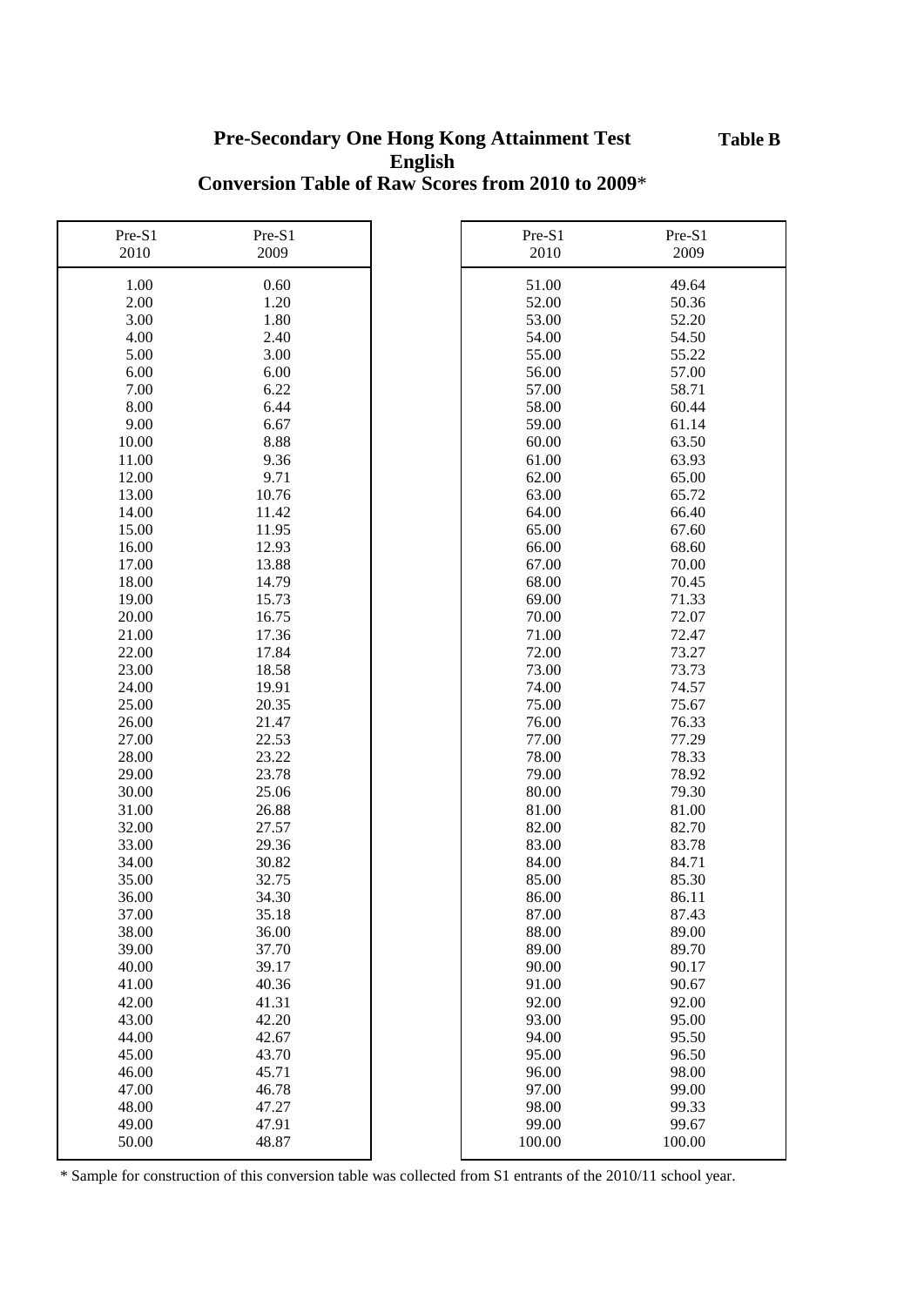**Table B**

# Pre-Secondary One Hong Kong Attainment Test
## English
## Conversion Table of Raw Scores from 2010 to 2009*

| Pre-S1 2010 | Pre-S1 2009 |
|---|---|
| 1.00 | 0.60 |
| 2.00 | 1.20 |
| 3.00 | 1.80 |
| 4.00 | 2.40 |
| 5.00 | 3.00 |
| 6.00 | 6.00 |
| 7.00 | 6.22 |
| 8.00 | 6.44 |
| 9.00 | 6.67 |
| 10.00 | 8.88 |
| 11.00 | 9.36 |
| 12.00 | 9.71 |
| 13.00 | 10.76 |
| 14.00 | 11.42 |
| 15.00 | 11.95 |
| 16.00 | 12.93 |
| 17.00 | 13.88 |
| 18.00 | 14.79 |
| 19.00 | 15.73 |
| 20.00 | 16.75 |
| 21.00 | 17.36 |
| 22.00 | 17.84 |
| 23.00 | 18.58 |
| 24.00 | 19.91 |
| 25.00 | 20.35 |
| 26.00 | 21.47 |
| 27.00 | 22.53 |
| 28.00 | 23.22 |
| 29.00 | 23.78 |
| 30.00 | 25.06 |
| 31.00 | 26.88 |
| 32.00 | 27.57 |
| 33.00 | 29.36 |
| 34.00 | 30.82 |
| 35.00 | 32.75 |
| 36.00 | 34.30 |
| 37.00 | 35.18 |
| 38.00 | 36.00 |
| 39.00 | 37.70 |
| 40.00 | 39.17 |
| 41.00 | 40.36 |
| 42.00 | 41.31 |
| 43.00 | 42.20 |
| 44.00 | 42.67 |
| 45.00 | 43.70 |
| 46.00 | 45.71 |
| 47.00 | 46.78 |
| 48.00 | 47.27 |
| 49.00 | 47.91 |
| 50.00 | 48.87 |
| 51.00 | 49.64 |
| 52.00 | 50.36 |
| 53.00 | 52.20 |
| 54.00 | 54.50 |
| 55.00 | 55.22 |
| 56.00 | 57.00 |
| 57.00 | 58.71 |
| 58.00 | 60.44 |
| 59.00 | 61.14 |
| 60.00 | 63.50 |
| 61.00 | 63.93 |
| 62.00 | 65.00 |
| 63.00 | 65.72 |
| 64.00 | 66.40 |
| 65.00 | 67.60 |
| 66.00 | 68.60 |
| 67.00 | 70.00 |
| 68.00 | 70.45 |
| 69.00 | 71.33 |
| 70.00 | 72.07 |
| 71.00 | 72.47 |
| 72.00 | 73.27 |
| 73.00 | 73.73 |
| 74.00 | 74.57 |
| 75.00 | 75.67 |
| 76.00 | 76.33 |
| 77.00 | 77.29 |
| 78.00 | 78.33 |
| 79.00 | 78.92 |
| 80.00 | 79.30 |
| 81.00 | 81.00 |
| 82.00 | 82.70 |
| 83.00 | 83.78 |
| 84.00 | 84.71 |
| 85.00 | 85.30 |
| 86.00 | 86.11 |
| 87.00 | 87.43 |
| 88.00 | 89.00 |
| 89.00 | 89.70 |
| 90.00 | 90.17 |
| 91.00 | 90.67 |
| 92.00 | 92.00 |
| 93.00 | 95.00 |
| 94.00 | 95.50 |
| 95.00 | 96.50 |
| 96.00 | 98.00 |
| 97.00 | 99.00 |
| 98.00 | 99.33 |
| 99.00 | 99.67 |
| 100.00 | 100.00 |

* Sample for construction of this conversion table was collected from S1 entrants of the 2010/11 school year.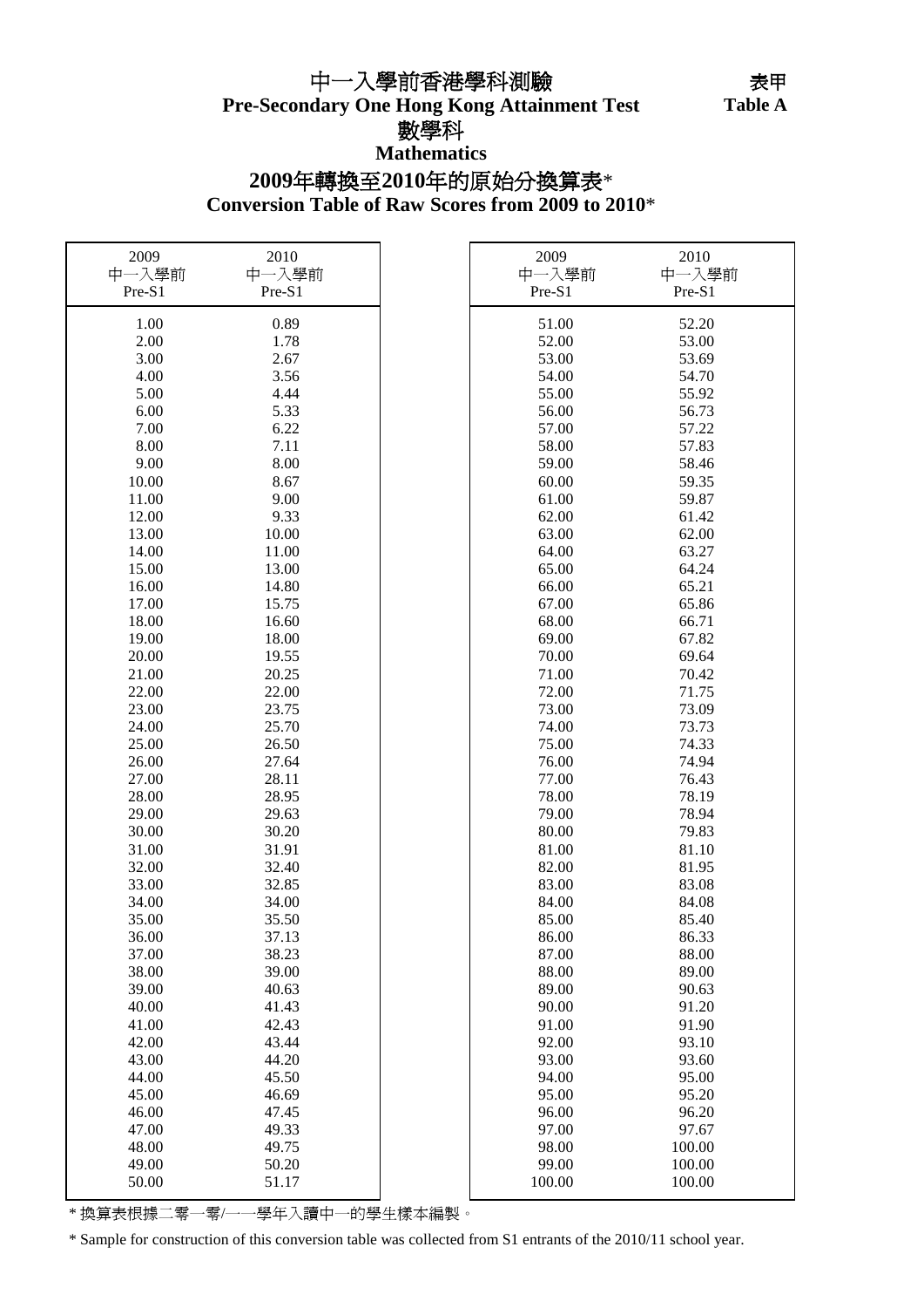# 中一入學前香港學科測驗

# Pre-Secondary One Hong Kong Attainment Test

表甲
**Table A**

## 數學科

## Mathematics

## 2009年轉換至2010年的原始分換算表*

## Conversion Table of Raw Scores from 2009 to 2010*

| 2009 中一入學前 Pre-S1 | 2010 中一入學前 Pre-S1 |
|---|---|
| 1.00 | 0.89 |
| 2.00 | 1.78 |
| 3.00 | 2.67 |
| 4.00 | 3.56 |
| 5.00 | 4.44 |
| 6.00 | 5.33 |
| 7.00 | 6.22 |
| 8.00 | 7.11 |
| 9.00 | 8.00 |
| 10.00 | 8.67 |
| 11.00 | 9.00 |
| 12.00 | 9.33 |
| 13.00 | 10.00 |
| 14.00 | 11.00 |
| 15.00 | 13.00 |
| 16.00 | 14.80 |
| 17.00 | 15.75 |
| 18.00 | 16.60 |
| 19.00 | 18.00 |
| 20.00 | 19.55 |
| 21.00 | 20.25 |
| 22.00 | 22.00 |
| 23.00 | 23.75 |
| 24.00 | 25.70 |
| 25.00 | 26.50 |
| 26.00 | 27.64 |
| 27.00 | 28.11 |
| 28.00 | 28.95 |
| 29.00 | 29.63 |
| 30.00 | 30.20 |
| 31.00 | 31.91 |
| 32.00 | 32.40 |
| 33.00 | 32.85 |
| 34.00 | 34.00 |
| 35.00 | 35.50 |
| 36.00 | 37.13 |
| 37.00 | 38.23 |
| 38.00 | 39.00 |
| 39.00 | 40.63 |
| 40.00 | 41.43 |
| 41.00 | 42.43 |
| 42.00 | 43.44 |
| 43.00 | 44.20 |
| 44.00 | 45.50 |
| 45.00 | 46.69 |
| 46.00 | 47.45 |
| 47.00 | 49.33 |
| 48.00 | 49.75 |
| 49.00 | 50.20 |
| 50.00 | 51.17 |
| 51.00 | 52.20 |
| 52.00 | 53.00 |
| 53.00 | 53.69 |
| 54.00 | 54.70 |
| 55.00 | 55.92 |
| 56.00 | 56.73 |
| 57.00 | 57.22 |
| 58.00 | 57.83 |
| 59.00 | 58.46 |
| 60.00 | 59.35 |
| 61.00 | 59.87 |
| 62.00 | 61.42 |
| 63.00 | 62.00 |
| 64.00 | 63.27 |
| 65.00 | 64.24 |
| 66.00 | 65.21 |
| 67.00 | 65.86 |
| 68.00 | 66.71 |
| 69.00 | 67.82 |
| 70.00 | 69.64 |
| 71.00 | 70.42 |
| 72.00 | 71.75 |
| 73.00 | 73.09 |
| 74.00 | 73.73 |
| 75.00 | 74.33 |
| 76.00 | 74.94 |
| 77.00 | 76.43 |
| 78.00 | 78.19 |
| 79.00 | 78.94 |
| 80.00 | 79.83 |
| 81.00 | 81.10 |
| 82.00 | 81.95 |
| 83.00 | 83.08 |
| 84.00 | 84.08 |
| 85.00 | 85.40 |
| 86.00 | 86.33 |
| 87.00 | 88.00 |
| 88.00 | 89.00 |
| 89.00 | 90.63 |
| 90.00 | 91.20 |
| 91.00 | 91.90 |
| 92.00 | 93.10 |
| 93.00 | 93.60 |
| 94.00 | 95.00 |
| 95.00 | 95.20 |
| 96.00 | 96.20 |
| 97.00 | 97.67 |
| 98.00 | 100.00 |
| 99.00 | 100.00 |
| 100.00 | 100.00 |

* 換算表根據二零一零/一一學年入讀中一的學生樣本編製。

* Sample for construction of this conversion table was collected from S1 entrants of the 2010/11 school year.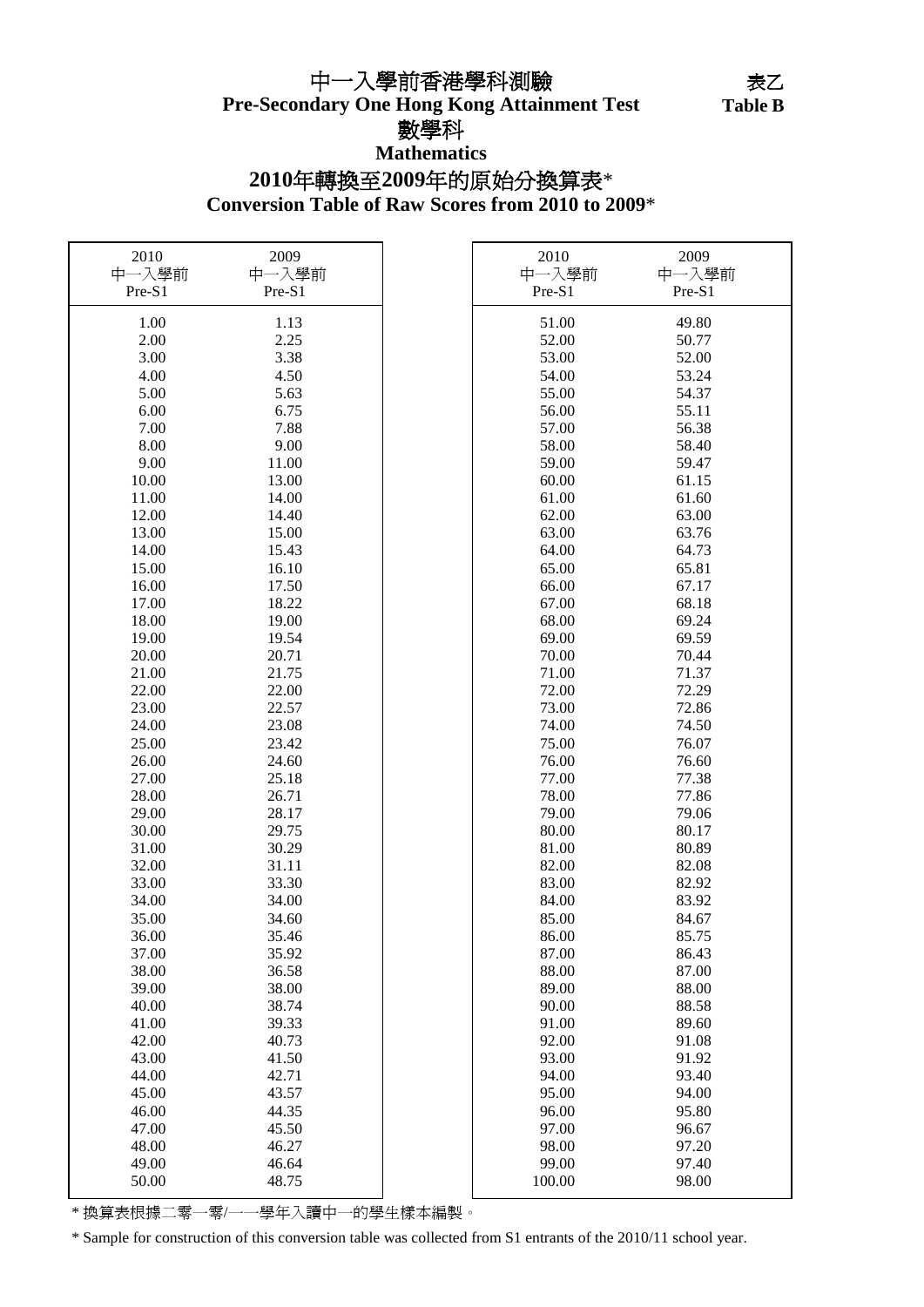# 中一入學前香港學科測驗

**Pre-Secondary One Hong Kong Attainment Test**

表乙
**Table B**

## 數學科

**Mathematics**

## 2010年轉換至2009年的原始分換算表*

**Conversion Table of Raw Scores from 2010 to 2009***

| 2010 中一入學前 Pre-S1 | 2009 中一入學前 Pre-S1 |
|---|---|
| 1.00 | 1.13 |
| 2.00 | 2.25 |
| 3.00 | 3.38 |
| 4.00 | 4.50 |
| 5.00 | 5.63 |
| 6.00 | 6.75 |
| 7.00 | 7.88 |
| 8.00 | 9.00 |
| 9.00 | 11.00 |
| 10.00 | 13.00 |
| 11.00 | 14.00 |
| 12.00 | 14.40 |
| 13.00 | 15.00 |
| 14.00 | 15.43 |
| 15.00 | 16.10 |
| 16.00 | 17.50 |
| 17.00 | 18.22 |
| 18.00 | 19.00 |
| 19.00 | 19.54 |
| 20.00 | 20.71 |
| 21.00 | 21.75 |
| 22.00 | 22.00 |
| 23.00 | 22.57 |
| 24.00 | 23.08 |
| 25.00 | 23.42 |
| 26.00 | 24.60 |
| 27.00 | 25.18 |
| 28.00 | 26.71 |
| 29.00 | 28.17 |
| 30.00 | 29.75 |
| 31.00 | 30.29 |
| 32.00 | 31.11 |
| 33.00 | 33.30 |
| 34.00 | 34.00 |
| 35.00 | 34.60 |
| 36.00 | 35.46 |
| 37.00 | 35.92 |
| 38.00 | 36.58 |
| 39.00 | 38.00 |
| 40.00 | 38.74 |
| 41.00 | 39.33 |
| 42.00 | 40.73 |
| 43.00 | 41.50 |
| 44.00 | 42.71 |
| 45.00 | 43.57 |
| 46.00 | 44.35 |
| 47.00 | 45.50 |
| 48.00 | 46.27 |
| 49.00 | 46.64 |
| 50.00 | 48.75 |
| 51.00 | 49.80 |
| 52.00 | 50.77 |
| 53.00 | 52.00 |
| 54.00 | 53.24 |
| 55.00 | 54.37 |
| 56.00 | 55.11 |
| 57.00 | 56.38 |
| 58.00 | 58.40 |
| 59.00 | 59.47 |
| 60.00 | 61.15 |
| 61.00 | 61.60 |
| 62.00 | 63.00 |
| 63.00 | 63.76 |
| 64.00 | 64.73 |
| 65.00 | 65.81 |
| 66.00 | 67.17 |
| 67.00 | 68.18 |
| 68.00 | 69.24 |
| 69.00 | 69.59 |
| 70.00 | 70.44 |
| 71.00 | 71.37 |
| 72.00 | 72.29 |
| 73.00 | 72.86 |
| 74.00 | 74.50 |
| 75.00 | 76.07 |
| 76.00 | 76.60 |
| 77.00 | 77.38 |
| 78.00 | 77.86 |
| 79.00 | 79.06 |
| 80.00 | 80.17 |
| 81.00 | 80.89 |
| 82.00 | 82.08 |
| 83.00 | 82.92 |
| 84.00 | 83.92 |
| 85.00 | 84.67 |
| 86.00 | 85.75 |
| 87.00 | 86.43 |
| 88.00 | 87.00 |
| 89.00 | 88.00 |
| 90.00 | 88.58 |
| 91.00 | 89.60 |
| 92.00 | 91.08 |
| 93.00 | 91.92 |
| 94.00 | 93.40 |
| 95.00 | 94.00 |
| 96.00 | 95.80 |
| 97.00 | 96.67 |
| 98.00 | 97.20 |
| 99.00 | 97.40 |
| 100.00 | 98.00 |

* 換算表根據二零一零/一一學年入讀中一的學生樣本編製。

* Sample for construction of this conversion table was collected from S1 entrants of the 2010/11 school year.